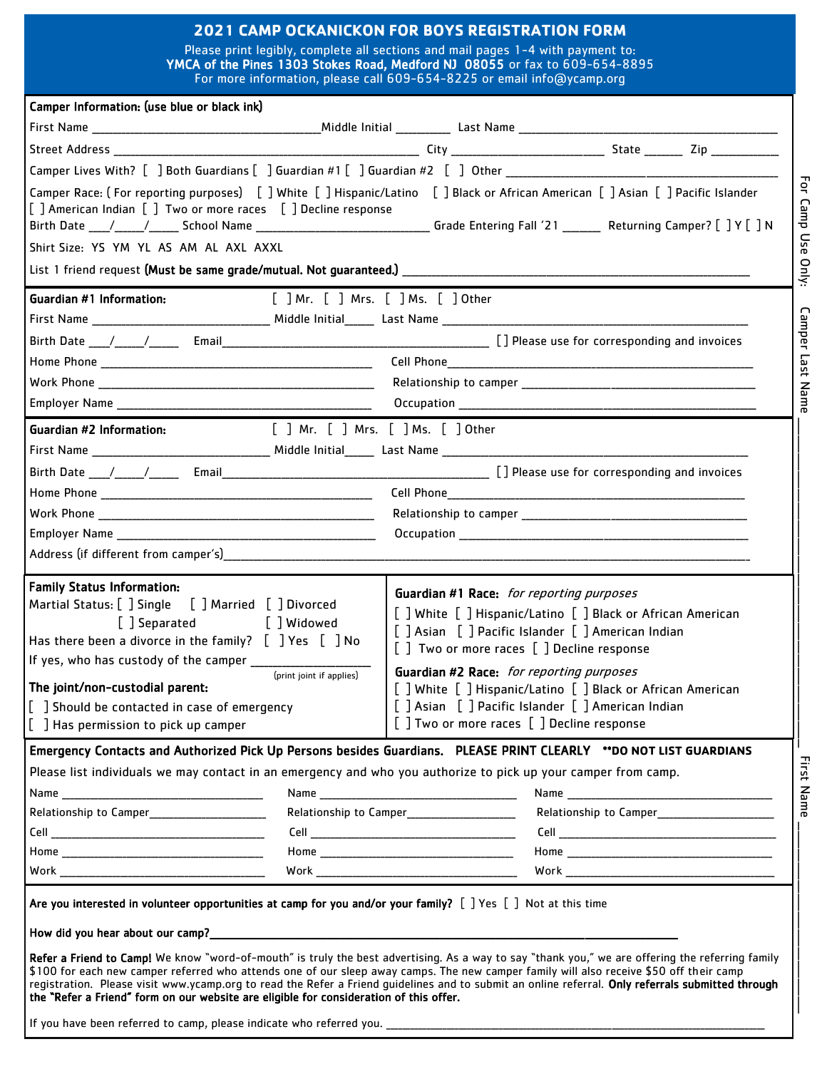# 2021 CAMP OCKANICKON FOR BOYS REGISTRATION FORM

Please print legibly, complete all sections and mail pages 1-4 with payment to:
**YMCA of the Pines 1303 Stokes Road, Medford NJ 08055** or fax to 609-654-8895
For more information, please call 609-654-8225 or email info@ycamp.org

**Camper Information: (use blue or black ink)**

First Name ______________________ Middle Initial ________ Last Name ______________________

Street Address ______________________ City ______________ State ______ Zip __________

Camper Lives With? [ ] Both Guardians [ ] Guardian #1 [ ] Guardian #2 [ ] Other ______________________

Camper Race: ( For reporting purposes) [ ] White [ ] Hispanic/Latino [ ] Black or African American [ ] Asian [ ] Pacific Islander [ ] American Indian [ ] Two or more races [ ] Decline response

Birth Date ___/____/____ School Name ______________________ Grade Entering Fall '21 ______ Returning Camper? [ ] Y [ ] N

Shirt Size: YS YM YL AS AM AL AXL AXXL

List 1 friend request **(Must be same grade/mutual. Not guaranteed.)** ______________________

**Guardian #1 Information:** [ ] Mr. [ ] Mrs. [ ] Ms. [ ] Other

First Name ______________________ Middle Initial_____ Last Name ______________________

Birth Date ___/____/____ Email______________________ [ ] Please use for corresponding and invoices

Home Phone ______________________ Cell Phone______________________

Work Phone ______________________ Relationship to camper ______________________

Employer Name ______________________ Occupation ______________________

**Guardian #2 Information:** [ ] Mr. [ ] Mrs. [ ] Ms. [ ] Other

First Name ______________________ Middle Initial_____ Last Name ______________________

Birth Date ___/____/____ Email______________________ [ ] Please use for corresponding and invoices

Home Phone ______________________ Cell Phone______________________

Work Phone ______________________ Relationship to camper ______________________

Employer Name ______________________ Occupation ______________________

Address (if different from camper's)______________________

**Family Status Information:**

Martial Status: [ ] Single [ ] Married [ ] Divorced [ ] Separated [ ] Widowed

Has there been a divorce in the family? [ ] Yes [ ] No

If yes, who has custody of the camper ______________ (print joint if applies)

**The joint/non-custodial parent:**

[ ] Should be contacted in case of emergency

[ ] Has permission to pick up camper

**Guardian #1 Race:** *for reporting purposes*

[ ] White [ ] Hispanic/Latino [ ] Black or African American [ ] Asian [ ] Pacific Islander [ ] American Indian [ ] Two or more races [ ] Decline response

**Guardian #2 Race:** *for reporting purposes*

[ ] White [ ] Hispanic/Latino [ ] Black or African American [ ] Asian [ ] Pacific Islander [ ] American Indian [ ] Two or more races [ ] Decline response

**Emergency Contacts and Authorized Pick Up Persons besides Guardians. PLEASE PRINT CLEARLY \*\*DO NOT LIST GUARDIANS**

Please list individuals we may contact in an emergency and who you authorize to pick up your camper from camp.

| | | |
|---|---|---|
| Name ______________ | Name ______________ | Name ______________ |
| Relationship to Camper__________ | Relationship to Camper__________ | Relationship to Camper__________ |
| Cell ______________ | Cell ______________ | Cell ______________ |
| Home ______________ | Home ______________ | Home ______________ |
| Work ______________ | Work ______________ | Work ______________ |

**Are you interested in volunteer opportunities at camp for you and/or your family?** [ ] Yes [ ] Not at this time

**How did you hear about our camp?**______________________

**Refer a Friend to Camp!** We know "word-of-mouth" is truly the best advertising. As a way to say "thank you," we are offering the referring family $100 for each new camper referred who attends one of our sleep away camps. The new camper family will also receive $50 off their camp registration. Please visit www.ycamp.org to read the Refer a Friend guidelines and to submit an online referral. **Only referrals submitted through the "Refer a Friend" form on our website are eligible for consideration of this offer.**

If you have been referred to camp, please indicate who referred you. ______________________

For Camp Use Only: Camper Last Name ______________ First Name ______________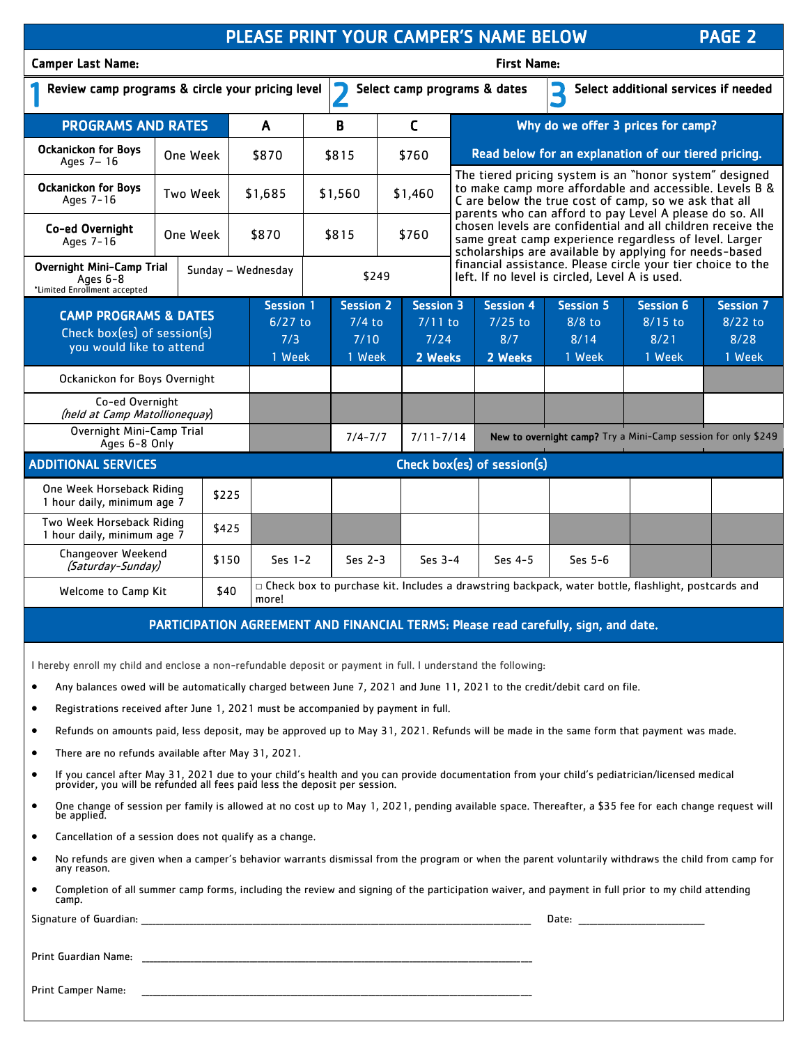# PLEASE PRINT YOUR CAMPER'S NAME BELOW

**Camper Last Name:** **First Name:**

**1** Review camp programs & circle your pricing level **2** Select camp programs & dates **3** Select additional services if needed

| PROGRAMS AND RATES | | A | B | C |
|---|---|---|---|---|
| **Ockanickon for Boys** Ages 7– 16 | One Week | $870 | $815 | $760 |
| **Ockanickon for Boys** Ages 7-16 | Two Week | $1,685 | $1,560 | $1,460 |
| **Co-ed Overnight** Ages 7-16 | One Week | $870 | $815 | $760 |
| **Overnight Mini-Camp Trial** Ages 6-8 *Limited Enrollment accepted | Sunday – Wednesday | | $249 | |

**Why do we offer 3 prices for camp?**

**Read below for an explanation of our tiered pricing.**

The tiered pricing system is an "honor system" designed to make camp more affordable and accessible. Levels B & C are below the true cost of camp, so we ask that all parents who can afford to pay Level A please do so. All chosen levels are confidential and all children receive the same great camp experience regardless of level. Larger scholarships are available by applying for needs-based financial assistance. Please circle your tier choice to the left. If no level is circled, Level A is used.

| CAMP PROGRAMS & DATES<br>Check box(es) of session(s) you would like to attend | Session 1<br>6/27 to 7/3<br>1 Week | Session 2<br>7/4 to 7/10<br>1 Week | Session 3<br>7/11 to 7/24<br>**2 Weeks** | Session 4<br>7/25 to 8/7<br>**2 Weeks** | Session 5<br>8/8 to 8/14<br>1 Week | Session 6<br>8/15 to 8/21<br>1 Week | Session 7<br>8/22 to 8/28<br>1 Week |
|---|---|---|---|---|---|---|---|
| Ockanickon for Boys Overnight | | | | | | | |
| Co-ed Overnight *(held at Camp Matollionequay)* | | | | | | | |
| Overnight Mini-Camp Trial Ages 6-8 Only | | 7/4-7/7 | 7/11-7/14 | **New to overnight camp?** Try a Mini-Camp session for only $249 | | | |

## ADDITIONAL SERVICES

Check box(es) of session(s)

| Service | Price | Session 1 | Session 2 | Session 3 | Session 4 | Session 5 | Session 6 | Session 7 |
|---|---|---|---|---|---|---|---|---|
| One Week Horseback Riding 1 hour daily, minimum age 7 | $225 | | | | | | | |
| Two Week Horseback Riding 1 hour daily, minimum age 7 | $425 | | | | | | | |
| Changeover Weekend *(Saturday-Sunday)* | $150 | Ses 1-2 | Ses 2-3 | Ses 3-4 | Ses 4-5 | Ses 5-6 | | |
| Welcome to Camp Kit | $40 | □ Check box to purchase kit. Includes a drawstring backpack, water bottle, flashlight, postcards and more! | | | | | | |

## PARTICIPATION AGREEMENT AND FINANCIAL TERMS: Please read carefully, sign, and date.

I hereby enroll my child and enclose a non-refundable deposit or payment in full. I understand the following:

- Any balances owed will be automatically charged between June 7, 2021 and June 11, 2021 to the credit/debit card on file.
- Registrations received after June 1, 2021 must be accompanied by payment in full.
- Refunds on amounts paid, less deposit, may be approved up to May 31, 2021. Refunds will be made in the same form that payment was made.
- There are no refunds available after May 31, 2021.
- If you cancel after May 31, 2021 due to your child's health and you can provide documentation from your child's pediatrician/licensed medical provider, you will be refunded all fees paid less the deposit per session.
- One change of session per family is allowed at no cost up to May 1, 2021, pending available space. Thereafter, a $35 fee for each change request will be applied.
- Cancellation of a session does not qualify as a change.
- No refunds are given when a camper's behavior warrants dismissal from the program or when the parent voluntarily withdraws the child from camp for any reason.
- Completion of all summer camp forms, including the review and signing of the participation waiver, and payment in full prior to my child attending camp.

Signature of Guardian: ______________________________ Date: ______________

Print Guardian Name: ______________________________

Print Camper Name: ______________________________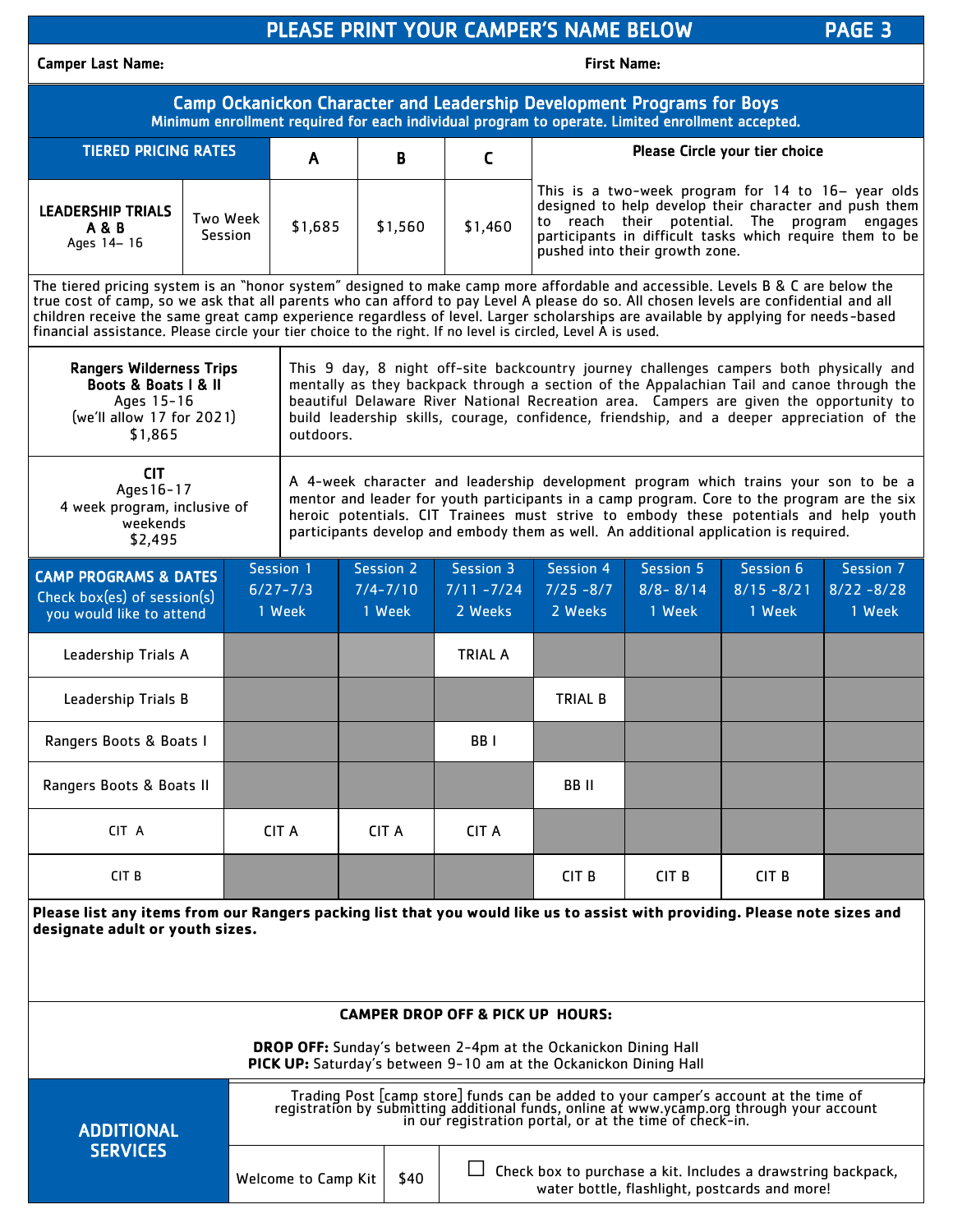## PLEASE PRINT YOUR CAMPER'S NAME BELOW

**Camper Last Name:** **First Name:**

## Camp Ockanickon Character and Leadership Development Programs for Boys

**Minimum enrollment required for each individual program to operate. Limited enrollment accepted.**

| TIERED PRICING RATES | | A | B | C | Please Circle your tier choice |
|---|---|---|---|---|---|
| **LEADERSHIP TRIALS A & B** Ages 14– 16 | Two Week Session | $1,685 | $1,560 | $1,460 | This is a two-week program for 14 to 16– year olds designed to help develop their character and push them to reach their potential. The program engages participants in difficult tasks which require them to be pushed into their growth zone. |

The tiered pricing system is an "honor system" designed to make camp more affordable and accessible. Levels B & C are below the true cost of camp, so we ask that all parents who can afford to pay Level A please do so. All chosen levels are confidential and all children receive the same great camp experience regardless of level. Larger scholarships are available by applying for needs-based financial assistance. Please circle your tier choice to the right. If no level is circled, Level A is used.

| Program | Description |
|---|---|
| **Rangers Wilderness Trips Boots & Boats I & II** Ages 15-16 (we'll allow 17 for 2021) $1,865 | This 9 day, 8 night off-site backcountry journey challenges campers both physically and mentally as they backpack through a section of the Appalachian Tail and canoe through the beautiful Delaware River National Recreation area. Campers are given the opportunity to build leadership skills, courage, confidence, friendship, and a deeper appreciation of the outdoors. |
| **CIT** Ages16-17 4 week program, inclusive of weekends $2,495 | A 4-week character and leadership development program which trains your son to be a mentor and leader for youth participants in a camp program. Core to the program are the six heroic potentials. CIT Trainees must strive to embody these potentials and help youth participants develop and embody them as well. An additional application is required. |

| **CAMP PROGRAMS & DATES** Check box(es) of session(s) you would like to attend | Session 1 6/27-7/3 1 Week | Session 2 7/4-7/10 1 Week | Session 3 7/11 -7/24 2 Weeks | Session 4 7/25 -8/7 2 Weeks | Session 5 8/8- 8/14 1 Week | Session 6 8/15 -8/21 1 Week | Session 7 8/22 -8/28 1 Week |
|---|---|---|---|---|---|---|---|
| Leadership Trials A | | | TRIAL A | | | | |
| Leadership Trials B | | | | TRIAL B | | | |
| Rangers Boots & Boats I | | | BB I | | | | |
| Rangers Boots & Boats II | | | | BB II | | | |
| CIT A | CIT A | CIT A | CIT A | | | | |
| CIT B | | | | CIT B | CIT B | CIT B | |

**Please list any items from our Rangers packing list that you would like us to assist with providing. Please note sizes and designate adult or youth sizes.**

**CAMPER DROP OFF & PICK UP HOURS:**

**DROP OFF:** Sunday's between 2-4pm at the Ockanickon Dining Hall
**PICK UP:** Saturday's between 9-10 am at the Ockanickon Dining Hall

## ADDITIONAL SERVICES

Trading Post [camp store] funds can be added to your camper's account at the time of registration by submitting additional funds, online at www.ycamp.org through your account in our registration portal, or at the time of check-in.

| Welcome to Camp Kit | $40 | ☐ Check box to purchase a kit. Includes a drawstring backpack, water bottle, flashlight, postcards and more! |
|---|---|---|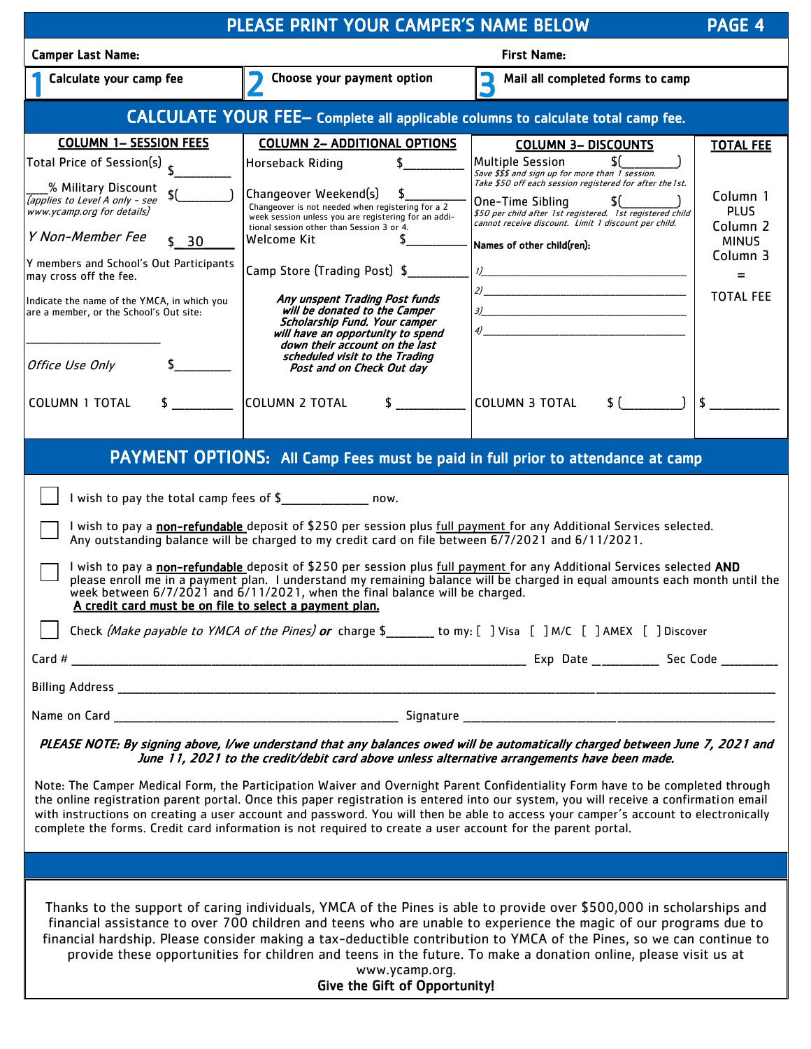## PLEASE PRINT YOUR CAMPER'S NAME BELOW

Camper Last Name: First Name:

**1** Calculate your camp fee | **2** Choose your payment option | **3** Mail all completed forms to camp

## CALCULATE YOUR FEE– Complete all applicable columns to calculate total camp fee.

| COLUMN 1– SESSION FEES | COLUMN 2– ADDITIONAL OPTIONS | COLUMN 3– DISCOUNTS | TOTAL FEE |
|---|---|---|---|
| Total Price of Session(s) $________ | Horseback Riding $________ | Multiple Session $(________) *Save $$$ and sign up for more than 1 session. Take $50 off each session registered for after the 1st.* | Column 1 PLUS Column 2 MINUS Column 3 = TOTAL FEE |
| ___% Military Discount $(________) *(applies to Level A only - see www.ycamp.org for details)* | Changeover Weekend(s) $________ Changeover is not needed when registering for a 2 week session unless you are registering for an additional session other than Session 3 or 4. | One-Time Sibling $(________) *$50 per child after 1st registered. 1st registered child cannot receive discount. Limit 1 discount per child.* | |
| *Y Non-Member Fee* $ 30 | Welcome Kit $________ | Names of other child(ren): | |
| Y members and School's Out Participants may cross off the fee. | Camp Store (Trading Post) $________ | 1)________________ | |
| Indicate the name of the YMCA, in which you are a member, or the School's Out site: ________________ | *Any unspent Trading Post funds will be donated to the Camper Scholarship Fund. Your camper will have an opportunity to spend down their account on the last scheduled visit to the Trading Post and on Check Out day* | 2)________________ 3)________________ 4)________________ | |
| *Office Use Only* $________ | | | |
| COLUMN 1 TOTAL $________ | COLUMN 2 TOTAL $________ | COLUMN 3 TOTAL $(________) | $________ |

## PAYMENT OPTIONS: All Camp Fees must be paid in full prior to attendance at camp

☐ I wish to pay the total camp fees of $____________ now.

☐ I wish to pay a **non-refundable** deposit of $250 per session plus full payment for any Additional Services selected. Any outstanding balance will be charged to my credit card on file between 6/7/2021 and 6/11/2021.

☐ I wish to pay a **non-refundable** deposit of $250 per session plus full payment for any Additional Services selected **AND** please enroll me in a payment plan. I understand my remaining balance will be charged in equal amounts each month until the week between 6/7/2021 and 6/11/2021, when the final balance will be charged.
**A credit card must be on file to select a payment plan.**

☐ Check *(Make payable to YMCA of the Pines)* ***or*** charge $_______ to my: [ ] Visa [ ] M/C [ ] AMEX [ ] Discover

Card # ________________________________ Exp Date __________ Sec Code _________

Billing Address ________________________________________________

Name on Card ______________________________ Signature ______________________________

***PLEASE NOTE: By signing above, I/we understand that any balances owed will be automatically charged between June 7, 2021 and June 11, 2021 to the credit/debit card above unless alternative arrangements have been made.***

Note: The Camper Medical Form, the Participation Waiver and Overnight Parent Confidentiality Form have to be completed through the online registration parent portal. Once this paper registration is entered into our system, you will receive a confirmation email with instructions on creating a user account and password. You will then be able to access your camper's account to electronically complete the forms. Credit card information is not required to create a user account for the parent portal.

Thanks to the support of caring individuals, YMCA of the Pines is able to provide over $500,000 in scholarships and financial assistance to over 700 children and teens who are unable to experience the magic of our programs due to financial hardship. Please consider making a tax-deductible contribution to YMCA of the Pines, so we can continue to provide these opportunities for children and teens in the future. To make a donation online, please visit us at www.ycamp.org.

**Give the Gift of Opportunity!**